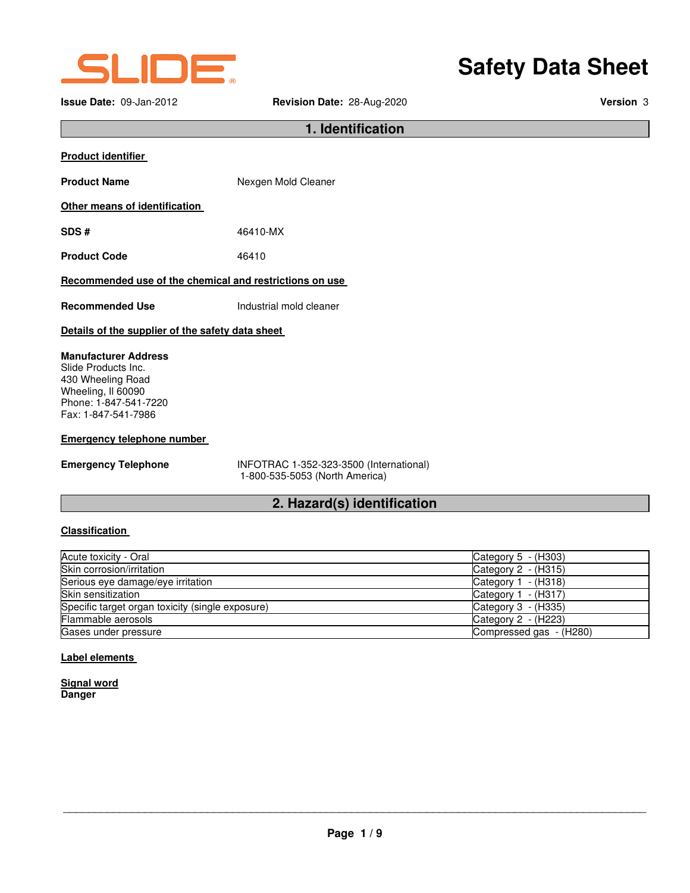SLIDE®

# Safety Data Sheet

**Issue Date:** 09-Jan-2012 **Revision Date:** 28-Aug-2020 **Version** 3

## 1. Identification

**Product identifier**

**Product Name** Nexgen Mold Cleaner

**Other means of identification**

**SDS #** 46410-MX

**Product Code** 46410

**Recommended use of the chemical and restrictions on use**

**Recommended Use** Industrial mold cleaner

**Details of the supplier of the safety data sheet**

**Manufacturer Address**
Slide Products Inc.
430 Wheeling Road
Wheeling, Il 60090
Phone: 1-847-541-7220
Fax: 1-847-541-7986

**Emergency telephone number**

**Emergency Telephone** INFOTRAC 1-352-323-3500 (International)
1-800-535-5053 (North America)

## 2. Hazard(s) identification

**Classification**

| | |
|---|---|
| Acute toxicity - Oral | Category 5 - (H303) |
| Skin corrosion/irritation | Category 2 - (H315) |
| Serious eye damage/eye irritation | Category 1 - (H318) |
| Skin sensitization | Category 1 - (H317) |
| Specific target organ toxicity (single exposure) | Category 3 - (H335) |
| Flammable aerosols | Category 2 - (H223) |
| Gases under pressure | Compressed gas - (H280) |

**Label elements**

**Signal word**
**Danger**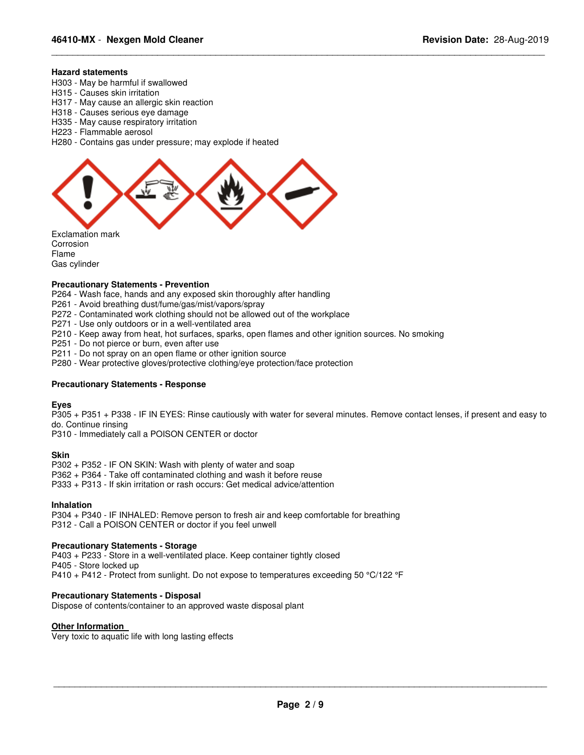**Hazard statements**

H303 - May be harmful if swallowed
H315 - Causes skin irritation
H317 - May cause an allergic skin reaction
H318 - Causes serious eye damage
H335 - May cause respiratory irritation
H223 - Flammable aerosol
H280 - Contains gas under pressure; may explode if heated

Exclamation mark
Corrosion
Flame
Gas cylinder

**Precautionary Statements - Prevention**

P264 - Wash face, hands and any exposed skin thoroughly after handling
P261 - Avoid breathing dust/fume/gas/mist/vapors/spray
P272 - Contaminated work clothing should not be allowed out of the workplace
P271 - Use only outdoors or in a well-ventilated area
P210 - Keep away from heat, hot surfaces, sparks, open flames and other ignition sources. No smoking
P251 - Do not pierce or burn, even after use
P211 - Do not spray on an open flame or other ignition source
P280 - Wear protective gloves/protective clothing/eye protection/face protection

**Precautionary Statements - Response**

**Eyes**

P305 + P351 + P338 - IF IN EYES: Rinse cautiously with water for several minutes. Remove contact lenses, if present and easy to do. Continue rinsing
P310 - Immediately call a POISON CENTER or doctor

**Skin**

P302 + P352 - IF ON SKIN: Wash with plenty of water and soap
P362 + P364 - Take off contaminated clothing and wash it before reuse
P333 + P313 - If skin irritation or rash occurs: Get medical advice/attention

**Inhalation**

P304 + P340 - IF INHALED: Remove person to fresh air and keep comfortable for breathing
P312 - Call a POISON CENTER or doctor if you feel unwell

**Precautionary Statements - Storage**

P403 + P233 - Store in a well-ventilated place. Keep container tightly closed
P405 - Store locked up
P410 + P412 - Protect from sunlight. Do not expose to temperatures exceeding 50 °C/122 °F

**Precautionary Statements - Disposal**

Dispose of contents/container to an approved waste disposal plant

**Other Information**

Very toxic to aquatic life with long lasting effects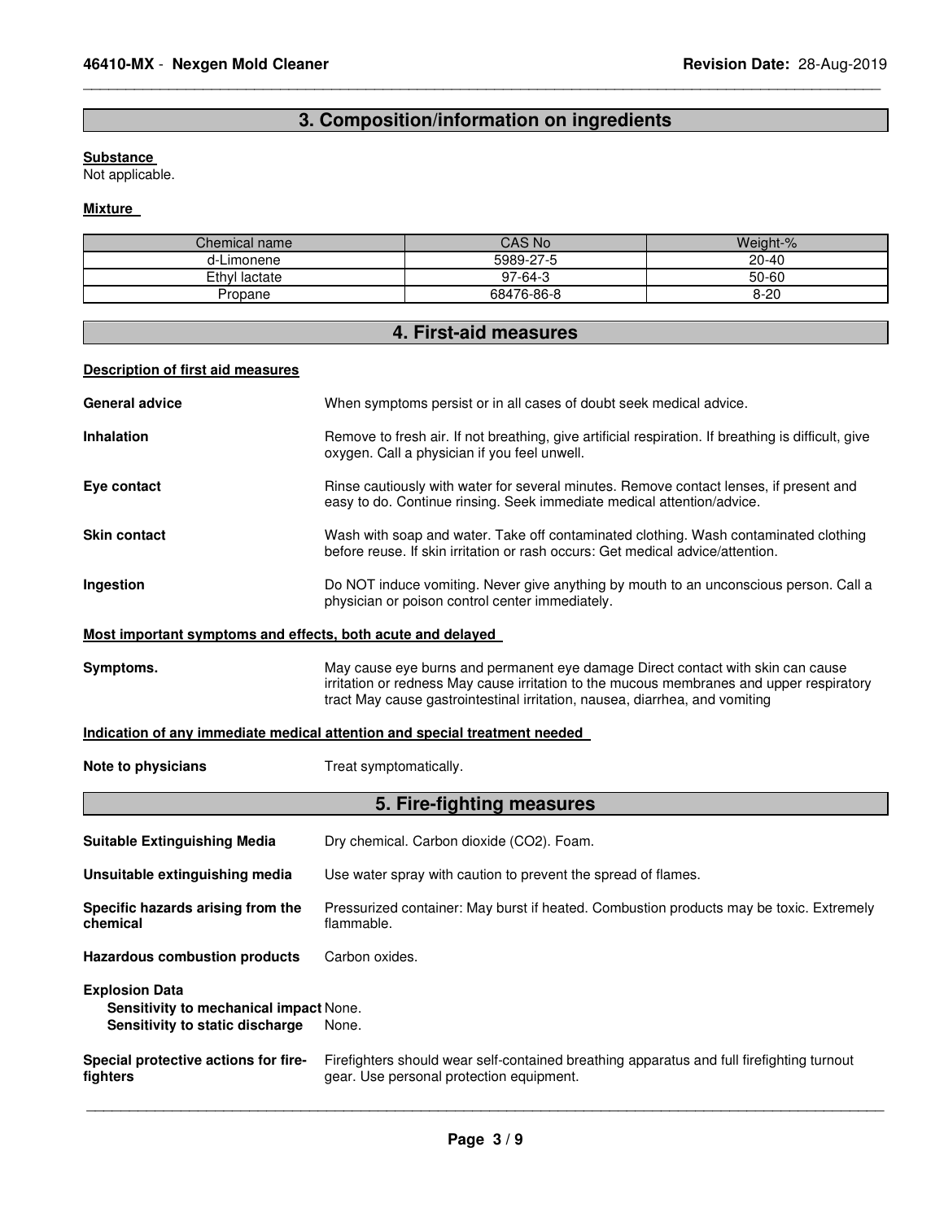## 3. Composition/information on ingredients

**Substance**

Not applicable.

**Mixture**

| Chemical name | CAS No | Weight-% |
|---|---|---|
| d-Limonene | 5989-27-5 | 20-40 |
| Ethyl lactate | 97-64-3 | 50-60 |
| Propane | 68476-86-8 | 8-20 |

## 4. First-aid measures

**Description of first aid measures**

**General advice** When symptoms persist or in all cases of doubt seek medical advice.

**Inhalation** Remove to fresh air. If not breathing, give artificial respiration. If breathing is difficult, give oxygen. Call a physician if you feel unwell.

**Eye contact** Rinse cautiously with water for several minutes. Remove contact lenses, if present and easy to do. Continue rinsing. Seek immediate medical attention/advice.

**Skin contact** Wash with soap and water. Take off contaminated clothing. Wash contaminated clothing before reuse. If skin irritation or rash occurs: Get medical advice/attention.

**Ingestion** Do NOT induce vomiting. Never give anything by mouth to an unconscious person. Call a physician or poison control center immediately.

**Most important symptoms and effects, both acute and delayed**

**Symptoms.** May cause eye burns and permanent eye damage Direct contact with skin can cause irritation or redness May cause irritation to the mucous membranes and upper respiratory tract May cause gastrointestinal irritation, nausea, diarrhea, and vomiting

**Indication of any immediate medical attention and special treatment needed**

**Note to physicians** Treat symptomatically.

## 5. Fire-fighting measures

**Suitable Extinguishing Media** Dry chemical. Carbon dioxide ($CO_2$). Foam.

**Unsuitable extinguishing media** Use water spray with caution to prevent the spread of flames.

**Specific hazards arising from the chemical** Pressurized container: May burst if heated. Combustion products may be toxic. Extremely flammable.

**Hazardous combustion products** Carbon oxides.

**Explosion Data**

**Sensitivity to mechanical impact** None.

**Sensitivity to static discharge** None.

**Special protective actions for fire-fighters** Firefighters should wear self-contained breathing apparatus and full firefighting turnout gear. Use personal protection equipment.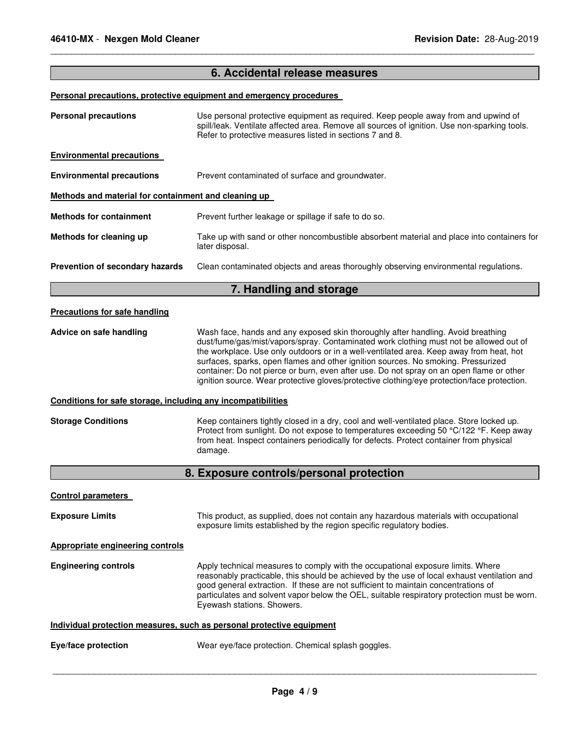## 6. Accidental release measures

**Personal precautions, protective equipment and emergency procedures**

**Personal precautions** Use personal protective equipment as required. Keep people away from and upwind of spill/leak. Ventilate affected area. Remove all sources of ignition. Use non-sparking tools. Refer to protective measures listed in sections 7 and 8.

**Environmental precautions**

**Environmental precautions** Prevent contaminated of surface and groundwater.

**Methods and material for containment and cleaning up**

**Methods for containment** Prevent further leakage or spillage if safe to do so.

**Methods for cleaning up** Take up with sand or other noncombustible absorbent material and place into containers for later disposal.

**Prevention of secondary hazards** Clean contaminated objects and areas thoroughly observing environmental regulations.

## 7. Handling and storage

**Precautions for safe handling**

**Advice on safe handling** Wash face, hands and any exposed skin thoroughly after handling. Avoid breathing dust/fume/gas/mist/vapors/spray. Contaminated work clothing must not be allowed out of the workplace. Use only outdoors or in a well-ventilated area. Keep away from heat, hot surfaces, sparks, open flames and other ignition sources. No smoking. Pressurized container: Do not pierce or burn, even after use. Do not spray on an open flame or other ignition source. Wear protective gloves/protective clothing/eye protection/face protection.

**Conditions for safe storage, including any incompatibilities**

**Storage Conditions** Keep containers tightly closed in a dry, cool and well-ventilated place. Store locked up. Protect from sunlight. Do not expose to temperatures exceeding 50 °C/122 °F. Keep away from heat. Inspect containers periodically for defects. Protect container from physical damage.

## 8. Exposure controls/personal protection

**Control parameters**

**Exposure Limits** This product, as supplied, does not contain any hazardous materials with occupational exposure limits established by the region specific regulatory bodies.

**Appropriate engineering controls**

**Engineering controls** Apply technical measures to comply with the occupational exposure limits. Where reasonably practicable, this should be achieved by the use of local exhaust ventilation and good general extraction. If these are not sufficient to maintain concentrations of particulates and solvent vapor below the OEL, suitable respiratory protection must be worn. Eyewash stations. Showers.

**Individual protection measures, such as personal protective equipment**

**Eye/face protection** Wear eye/face protection. Chemical splash goggles.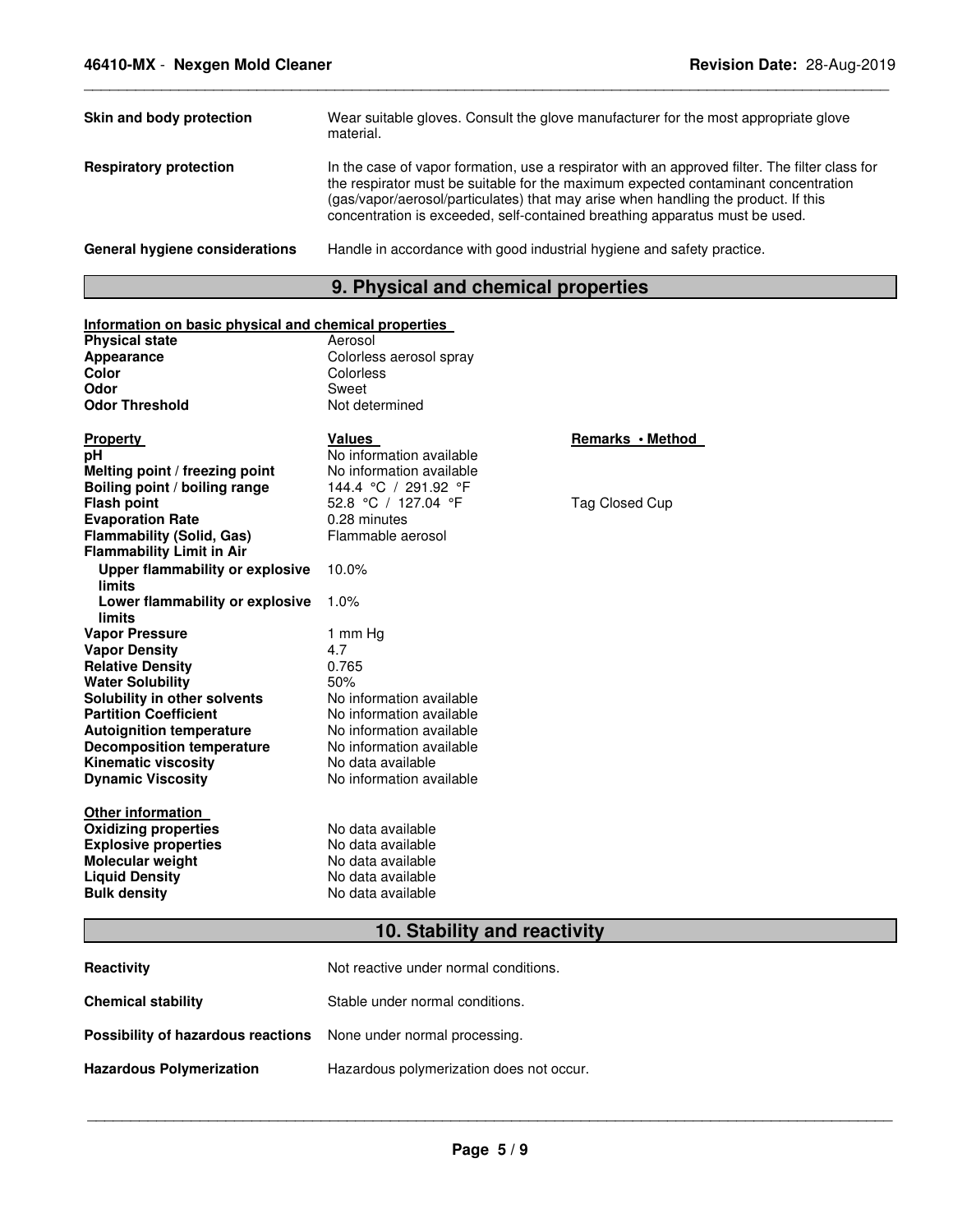| | |
|---|---|
| **Skin and body protection** | Wear suitable gloves. Consult the glove manufacturer for the most appropriate glove material. |
| **Respiratory protection** | In the case of vapor formation, use a respirator with an approved filter. The filter class for the respirator must be suitable for the maximum expected contaminant concentration (gas/vapor/aerosol/particulates) that may arise when handling the product. If this concentration is exceeded, self-contained breathing apparatus must be used. |
| **General hygiene considerations** | Handle in accordance with good industrial hygiene and safety practice. |

## 9. Physical and chemical properties

**Information on basic physical and chemical properties**

| | |
|---|---|
| **Physical state** | Aerosol |
| **Appearance** | Colorless aerosol spray |
| **Color** | Colorless |
| **Odor** | Sweet |
| **Odor Threshold** | Not determined |

| **Property** | **Values** | **Remarks • Method** |
|---|---|---|
| **pH** | No information available | |
| **Melting point / freezing point** | No information available | |
| **Boiling point / boiling range** | 144.4 °C / 291.92 °F | |
| **Flash point** | 52.8 °C / 127.04 °F | Tag Closed Cup |
| **Evaporation Rate** | 0.28 minutes | |
| **Flammability (Solid, Gas)** | Flammable aerosol | |
| **Flammability Limit in Air** | | |
| **Upper flammability or explosive limits** | 10.0% | |
| **Lower flammability or explosive limits** | 1.0% | |
| **Vapor Pressure** | 1 mm Hg | |
| **Vapor Density** | 4.7 | |
| **Relative Density** | 0.765 | |
| **Water Solubility** | 50% | |
| **Solubility in other solvents** | No information available | |
| **Partition Coefficient** | No information available | |
| **Autoignition temperature** | No information available | |
| **Decomposition temperature** | No information available | |
| **Kinematic viscosity** | No data available | |
| **Dynamic Viscosity** | No information available | |

**Other information**

| | |
|---|---|
| **Oxidizing properties** | No data available |
| **Explosive properties** | No data available |
| **Molecular weight** | No data available |
| **Liquid Density** | No data available |
| **Bulk density** | No data available |

## 10. Stability and reactivity

| | |
|---|---|
| **Reactivity** | Not reactive under normal conditions. |
| **Chemical stability** | Stable under normal conditions. |
| **Possibility of hazardous reactions** | None under normal processing. |
| **Hazardous Polymerization** | Hazardous polymerization does not occur. |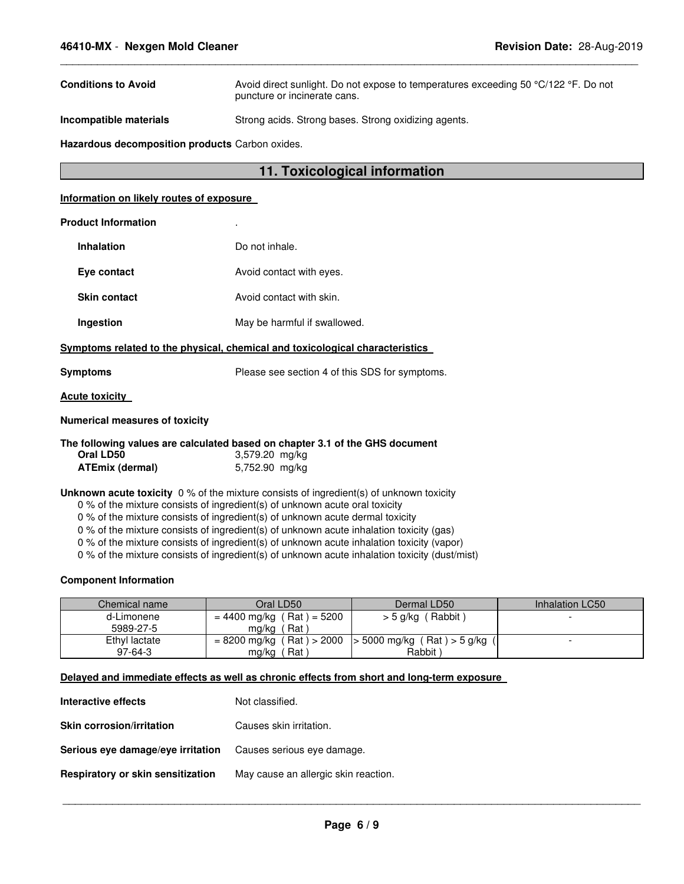**Conditions to Avoid**: Avoid direct sunlight. Do not expose to temperatures exceeding 50 °C/122 °F. Do not puncture or incinerate cans.

**Incompatible materials**: Strong acids. Strong bases. Strong oxidizing agents.

**Hazardous decomposition products** Carbon oxides.

## 11. Toxicological information

**Information on likely routes of exposure**

**Product Information** .

**Inhalation**: Do not inhale.

**Eye contact**: Avoid contact with eyes.

**Skin contact**: Avoid contact with skin.

**Ingestion**: May be harmful if swallowed.

**Symptoms related to the physical, chemical and toxicological characteristics**

**Symptoms**: Please see section 4 of this SDS for symptoms.

**Acute toxicity**

**Numerical measures of toxicity**

**The following values are calculated based on chapter 3.1 of the GHS document**

**Oral LD50** 3,579.20 mg/kg
**ATEmix (dermal)** 5,752.90 mg/kg

**Unknown acute toxicity** 0 % of the mixture consists of ingredient(s) of unknown toxicity

0 % of the mixture consists of ingredient(s) of unknown acute oral toxicity
0 % of the mixture consists of ingredient(s) of unknown acute dermal toxicity
0 % of the mixture consists of ingredient(s) of unknown acute inhalation toxicity (gas)
0 % of the mixture consists of ingredient(s) of unknown acute inhalation toxicity (vapor)
0 % of the mixture consists of ingredient(s) of unknown acute inhalation toxicity (dust/mist)

**Component Information**

| Chemical name | Oral LD50 | Dermal LD50 | Inhalation LC50 |
|---|---|---|---|
| d-Limonene 5989-27-5 | = 4400 mg/kg ( Rat ) = 5200 mg/kg ( Rat ) | > 5 g/kg ( Rabbit ) | - |
| Ethyl lactate 97-64-3 | = 8200 mg/kg ( Rat ) > 2000 mg/kg ( Rat ) | > 5000 mg/kg ( Rat ) > 5 g/kg ( Rabbit ) | - |

**Delayed and immediate effects as well as chronic effects from short and long-term exposure**

**Interactive effects**: Not classified.

**Skin corrosion/irritation**: Causes skin irritation.

**Serious eye damage/eye irritation**: Causes serious eye damage.

**Respiratory or skin sensitization**: May cause an allergic skin reaction.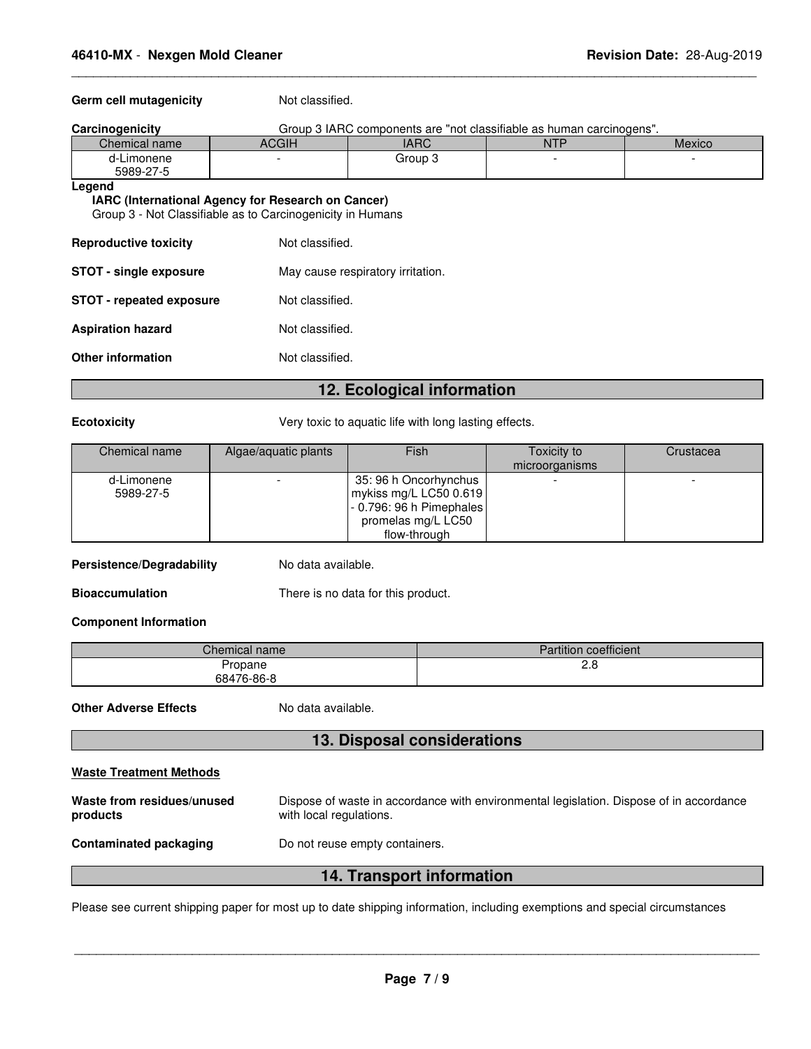**Germ cell mutagenicity** Not classified.

**Carcinogenicity** Group 3 IARC components are "not classifiable as human carcinogens".

| Chemical name | ACGIH | IARC | NTP | Mexico |
|---|---|---|---|---|
| d-Limonene<br>5989-27-5 | - | Group 3 | - | - |

**Legend**

**IARC (International Agency for Research on Cancer)**
Group 3 - Not Classifiable as to Carcinogenicity in Humans

**Reproductive toxicity** Not classified.

**STOT - single exposure** May cause respiratory irritation.

**STOT - repeated exposure** Not classified.

**Aspiration hazard** Not classified.

**Other information** Not classified.

## 12. Ecological information

**Ecotoxicity** Very toxic to aquatic life with long lasting effects.

| Chemical name | Algae/aquatic plants | Fish | Toxicity to microorganisms | Crustacea |
|---|---|---|---|---|
| d-Limonene<br>5989-27-5 | - | 35: 96 h Oncorhynchus mykiss mg/L LC50 0.619 - 0.796: 96 h Pimephales promelas mg/L LC50 flow-through | - | - |

**Persistence/Degradability** No data available.

**Bioaccumulation** There is no data for this product.

**Component Information**

| Chemical name | Partition coefficient |
|---|---|
| Propane<br>68476-86-8 | 2.8 |

**Other Adverse Effects** No data available.

## 13. Disposal considerations

**Waste Treatment Methods**

**Waste from residues/unused products** Dispose of waste in accordance with environmental legislation. Dispose of in accordance with local regulations.

**Contaminated packaging** Do not reuse empty containers.

## 14. Transport information

Please see current shipping paper for most up to date shipping information, including exemptions and special circumstances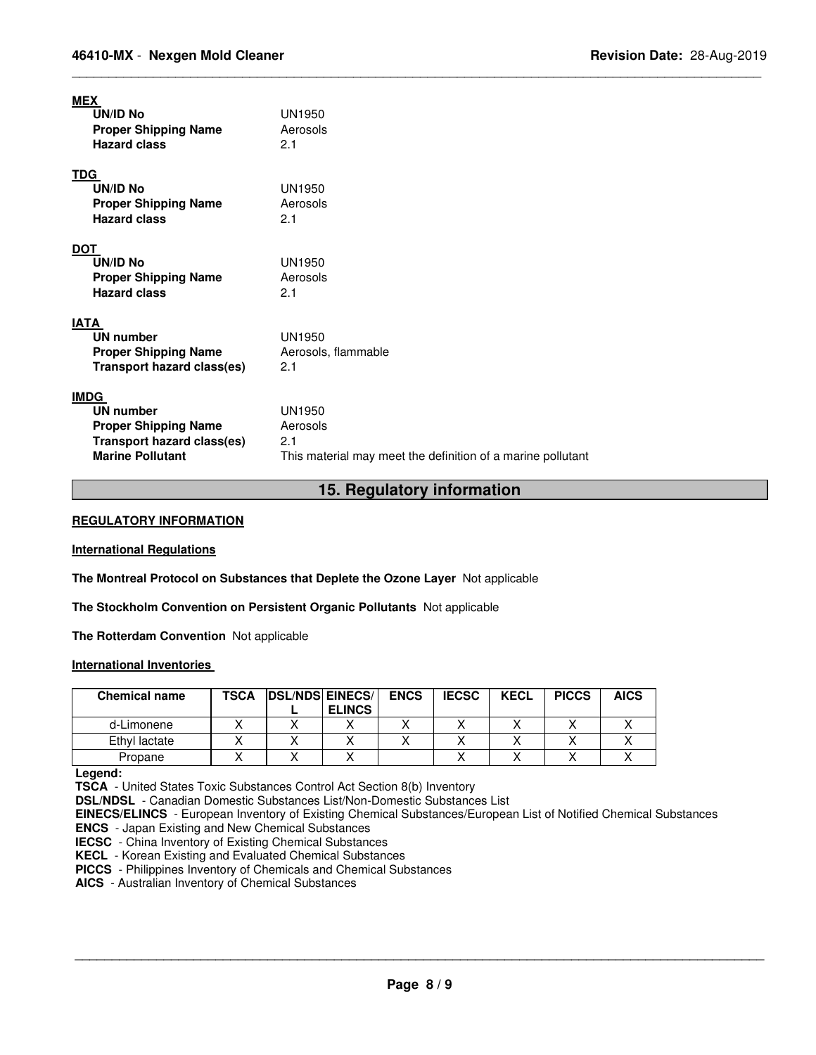**MEX**

| | |
|---|---|
| **UN/ID No** | UN1950 |
| **Proper Shipping Name** | Aerosols |
| **Hazard class** | 2.1 |

**TDG**

| | |
|---|---|
| **UN/ID No** | UN1950 |
| **Proper Shipping Name** | Aerosols |
| **Hazard class** | 2.1 |

**DOT**

| | |
|---|---|
| **UN/ID No** | UN1950 |
| **Proper Shipping Name** | Aerosols |
| **Hazard class** | 2.1 |

**IATA**

| | |
|---|---|
| **UN number** | UN1950 |
| **Proper Shipping Name** | Aerosols, flammable |
| **Transport hazard class(es)** | 2.1 |

**IMDG**

| | |
|---|---|
| **UN number** | UN1950 |
| **Proper Shipping Name** | Aerosols |
| **Transport hazard class(es)** | 2.1 |
| **Marine Pollutant** | This material may meet the definition of a marine pollutant |

## 15. Regulatory information

**REGULATORY INFORMATION**

**International Regulations**

**The Montreal Protocol on Substances that Deplete the Ozone Layer** Not applicable

**The Stockholm Convention on Persistent Organic Pollutants** Not applicable

**The Rotterdam Convention** Not applicable

**International Inventories**

| Chemical name | TSCA | DSL/NDSL | EINECS/ ELINCS | ENCS | IECSC | KECL | PICCS | AICS |
|---|---|---|---|---|---|---|---|---|
| d-Limonene | X | X | X | X | X | X | X | X |
| Ethyl lactate | X | X | X | X | X | X | X | X |
| Propane | X | X | X | | X | X | X | X |

**Legend:**

**TSCA** - United States Toxic Substances Control Act Section 8(b) Inventory
**DSL/NDSL** - Canadian Domestic Substances List/Non-Domestic Substances List
**EINECS/ELINCS** - European Inventory of Existing Chemical Substances/European List of Notified Chemical Substances
**ENCS** - Japan Existing and New Chemical Substances
**IECSC** - China Inventory of Existing Chemical Substances
**KECL** - Korean Existing and Evaluated Chemical Substances
**PICCS** - Philippines Inventory of Chemicals and Chemical Substances
**AICS** - Australian Inventory of Chemical Substances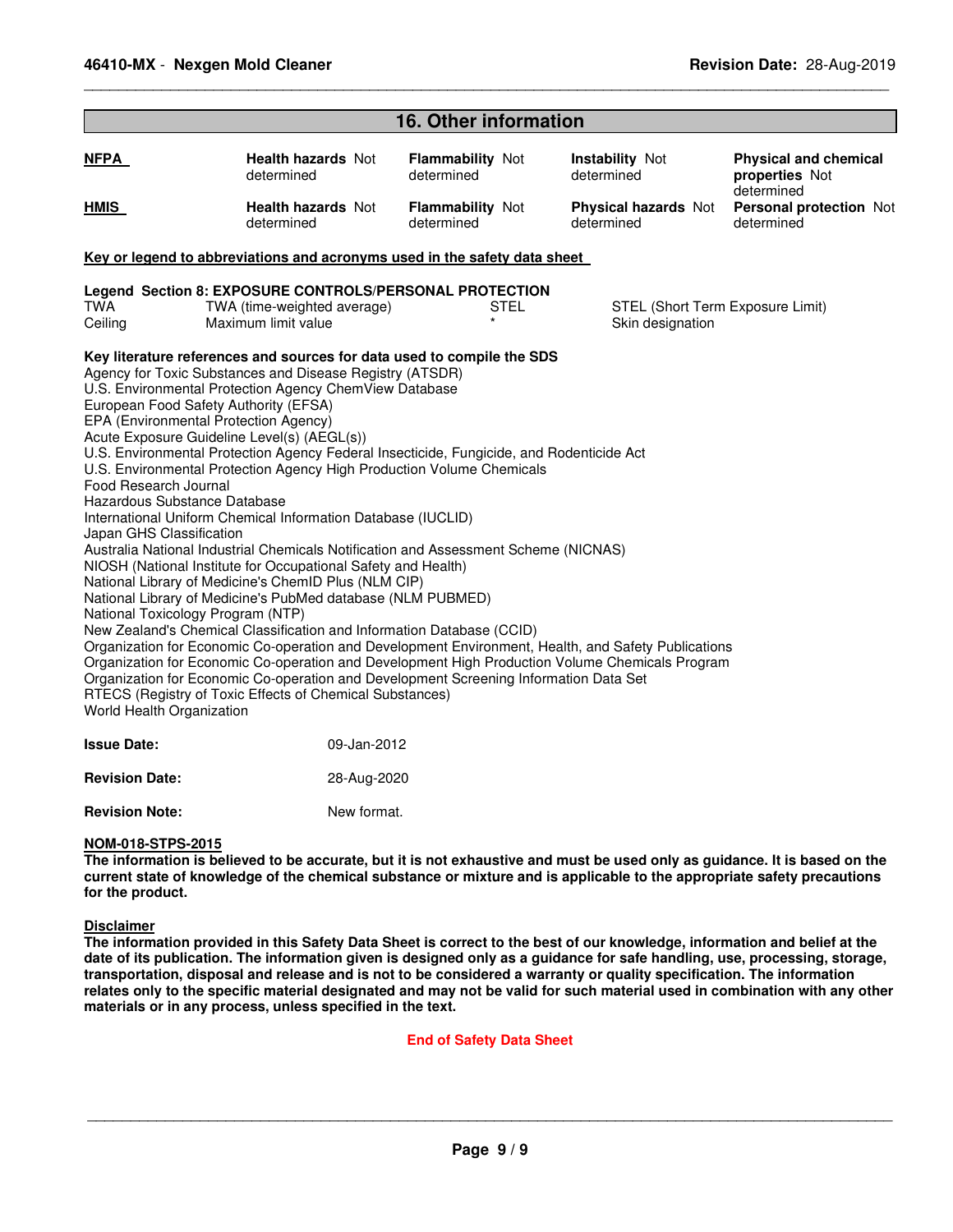## 16. Other information

| | | | | |
|---|---|---|---|---|
| **NFPA** | **Health hazards** Not determined | **Flammability** Not determined | **Instability** Not determined | **Physical and chemical properties** Not determined |
| **HMIS** | **Health hazards** Not determined | **Flammability** Not determined | **Physical hazards** Not determined | **Personal protection** Not determined |

**Key or legend to abbreviations and acronyms used in the safety data sheet**

**Legend Section 8: EXPOSURE CONTROLS/PERSONAL PROTECTION**

| | | | |
|---|---|---|---|
| TWA | TWA (time-weighted average) | STEL | STEL (Short Term Exposure Limit) |
| Ceiling | Maximum limit value | * | Skin designation |

**Key literature references and sources for data used to compile the SDS**

Agency for Toxic Substances and Disease Registry (ATSDR)
U.S. Environmental Protection Agency ChemView Database
European Food Safety Authority (EFSA)
EPA (Environmental Protection Agency)
Acute Exposure Guideline Level(s) (AEGL(s))
U.S. Environmental Protection Agency Federal Insecticide, Fungicide, and Rodenticide Act
U.S. Environmental Protection Agency High Production Volume Chemicals
Food Research Journal
Hazardous Substance Database
International Uniform Chemical Information Database (IUCLID)
Japan GHS Classification
Australia National Industrial Chemicals Notification and Assessment Scheme (NICNAS)
NIOSH (National Institute for Occupational Safety and Health)
National Library of Medicine's ChemID Plus (NLM CIP)
National Library of Medicine's PubMed database (NLM PUBMED)
National Toxicology Program (NTP)
New Zealand's Chemical Classification and Information Database (CCID)
Organization for Economic Co-operation and Development Environment, Health, and Safety Publications
Organization for Economic Co-operation and Development High Production Volume Chemicals Program
Organization for Economic Co-operation and Development Screening Information Data Set
RTECS (Registry of Toxic Effects of Chemical Substances)
World Health Organization

**Issue Date:** 09-Jan-2012

**Revision Date:** 28-Aug-2020

**Revision Note:** New format.

**NOM-018-STPS-2015**

**The information is believed to be accurate, but it is not exhaustive and must be used only as guidance. It is based on the current state of knowledge of the chemical substance or mixture and is applicable to the appropriate safety precautions for the product.**

**Disclaimer**

**The information provided in this Safety Data Sheet is correct to the best of our knowledge, information and belief at the date of its publication. The information given is designed only as a guidance for safe handling, use, processing, storage, transportation, disposal and release and is not to be considered a warranty or quality specification. The information relates only to the specific material designated and may not be valid for such material used in combination with any other materials or in any process, unless specified in the text.**

**End of Safety Data Sheet**